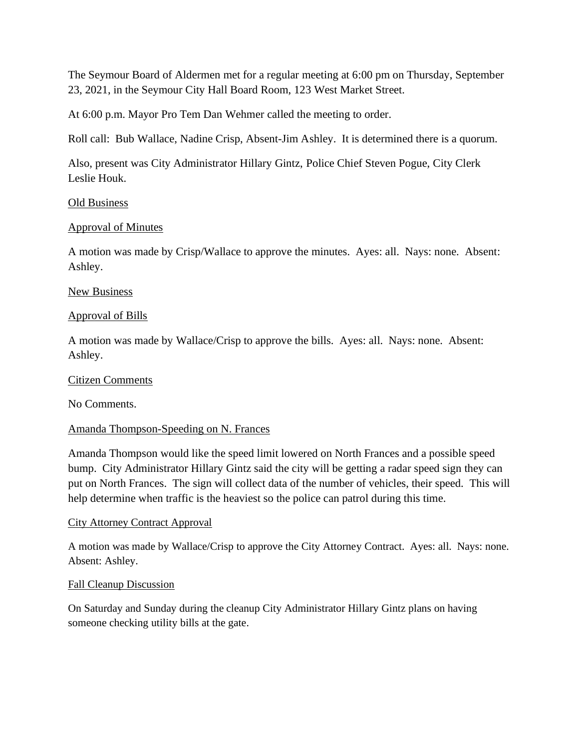The Seymour Board of Aldermen met for a regular meeting at 6:00 pm on Thursday, September 23, 2021, in the Seymour City Hall Board Room, 123 West Market Street.

At 6:00 p.m. Mayor Pro Tem Dan Wehmer called the meeting to order.

Roll call: Bub Wallace, Nadine Crisp, Absent-Jim Ashley. It is determined there is a quorum.

Also, present was City Administrator Hillary Gintz, Police Chief Steven Pogue, City Clerk Leslie Houk.

<u>Old Business</u>

<u>Approval of Minutes</u>

A motion was made by Crisp/Wallace to approve the minutes. Ayes: all. Nays: none. Absent: Ashley.

<u>New Business</u>

<u>Approval of Bills</u>

A motion was made by Wallace/Crisp to approve the bills. Ayes: all. Nays: none. Absent: Ashley.

<u>Citizen Comments</u>

No Comments.

<u>Amanda Thompson-Speeding on N. Frances</u>

Amanda Thompson would like the speed limit lowered on North Frances and a possible speed bump. City Administrator Hillary Gintz said the city will be getting a radar speed sign they can put on North Frances. The sign will collect data of the number of vehicles, their speed. This will help determine when traffic is the heaviest so the police can patrol during this time.

<u>City Attorney Contract Approval</u>

A motion was made by Wallace/Crisp to approve the City Attorney Contract. Ayes: all. Nays: none. Absent: Ashley.

<u>Fall Cleanup Discussion</u>

On Saturday and Sunday during the cleanup City Administrator Hillary Gintz plans on having someone checking utility bills at the gate.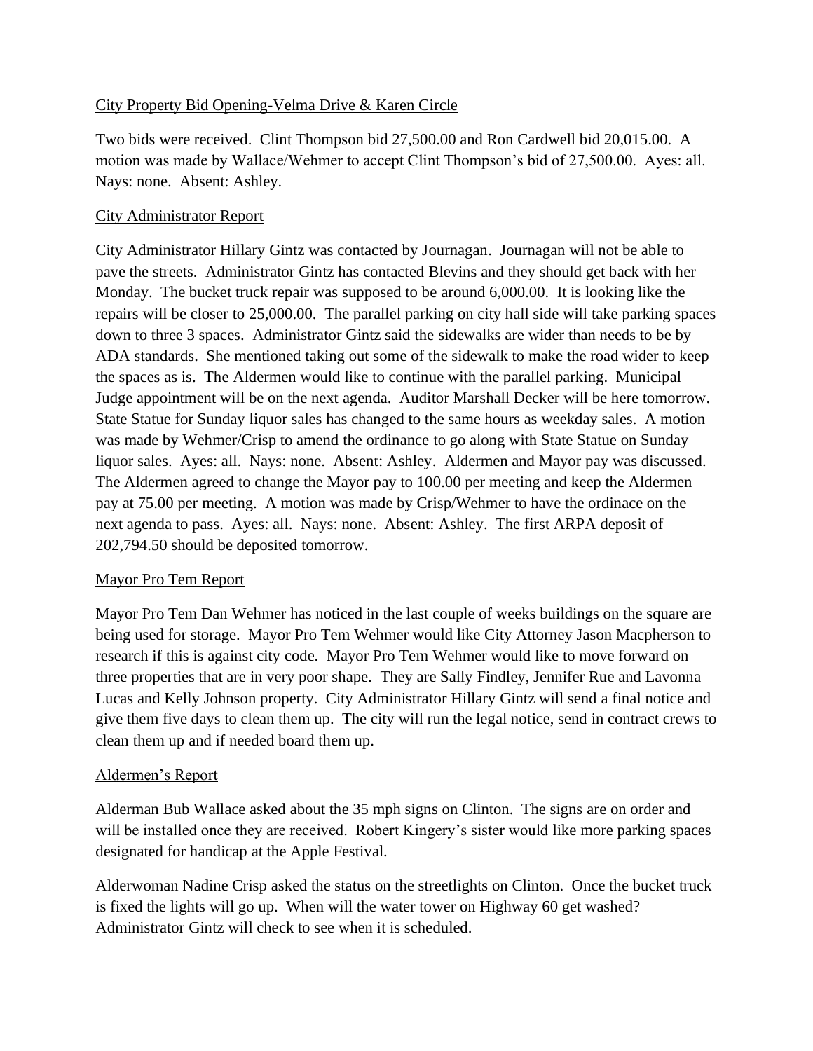City Property Bid Opening-Velma Drive & Karen Circle

Two bids were received. Clint Thompson bid 27,500.00 and Ron Cardwell bid 20,015.00. A motion was made by Wallace/Wehmer to accept Clint Thompson's bid of 27,500.00. Ayes: all. Nays: none. Absent: Ashley.

City Administrator Report

City Administrator Hillary Gintz was contacted by Journagan. Journagan will not be able to pave the streets. Administrator Gintz has contacted Blevins and they should get back with her Monday. The bucket truck repair was supposed to be around 6,000.00. It is looking like the repairs will be closer to 25,000.00. The parallel parking on city hall side will take parking spaces down to three 3 spaces. Administrator Gintz said the sidewalks are wider than needs to be by ADA standards. She mentioned taking out some of the sidewalk to make the road wider to keep the spaces as is. The Aldermen would like to continue with the parallel parking. Municipal Judge appointment will be on the next agenda. Auditor Marshall Decker will be here tomorrow. State Statue for Sunday liquor sales has changed to the same hours as weekday sales. A motion was made by Wehmer/Crisp to amend the ordinance to go along with State Statue on Sunday liquor sales. Ayes: all. Nays: none. Absent: Ashley. Aldermen and Mayor pay was discussed. The Aldermen agreed to change the Mayor pay to 100.00 per meeting and keep the Aldermen pay at 75.00 per meeting. A motion was made by Crisp/Wehmer to have the ordinace on the next agenda to pass. Ayes: all. Nays: none. Absent: Ashley. The first ARPA deposit of 202,794.50 should be deposited tomorrow.

Mayor Pro Tem Report

Mayor Pro Tem Dan Wehmer has noticed in the last couple of weeks buildings on the square are being used for storage. Mayor Pro Tem Wehmer would like City Attorney Jason Macpherson to research if this is against city code. Mayor Pro Tem Wehmer would like to move forward on three properties that are in very poor shape. They are Sally Findley, Jennifer Rue and Lavonna Lucas and Kelly Johnson property. City Administrator Hillary Gintz will send a final notice and give them five days to clean them up. The city will run the legal notice, send in contract crews to clean them up and if needed board them up.

Aldermen's Report

Alderman Bub Wallace asked about the 35 mph signs on Clinton. The signs are on order and will be installed once they are received. Robert Kingery's sister would like more parking spaces designated for handicap at the Apple Festival.

Alderwoman Nadine Crisp asked the status on the streetlights on Clinton. Once the bucket truck is fixed the lights will go up. When will the water tower on Highway 60 get washed? Administrator Gintz will check to see when it is scheduled.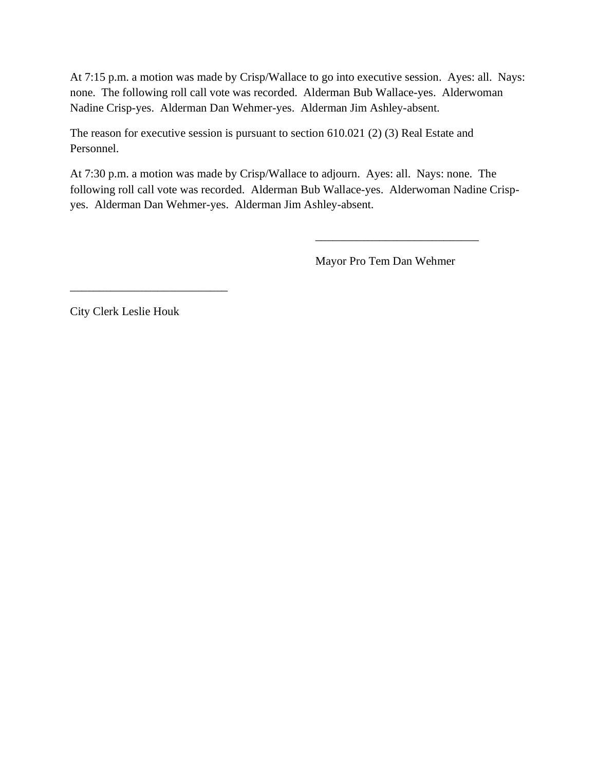At 7:15 p.m. a motion was made by Crisp/Wallace to go into executive session. Ayes: all. Nays: none. The following roll call vote was recorded. Alderman Bub Wallace-yes. Alderwoman Nadine Crisp-yes. Alderman Dan Wehmer-yes. Alderman Jim Ashley-absent.

The reason for executive session is pursuant to section 610.021 (2) (3) Real Estate and Personnel.

At 7:30 p.m. a motion was made by Crisp/Wallace to adjourn. Ayes: all. Nays: none. The following roll call vote was recorded. Alderman Bub Wallace-yes. Alderwoman Nadine Crisp-yes. Alderman Dan Wehmer-yes. Alderman Jim Ashley-absent.

\_\_\_\_\_\_\_\_\_\_\_\_\_\_\_\_\_\_\_\_\_\_\_\_\_\_\_\_

Mayor Pro Tem Dan Wehmer

\_\_\_\_\_\_\_\_\_\_\_\_\_\_\_\_\_\_\_\_\_\_\_\_\_\_\_\_

City Clerk Leslie Houk